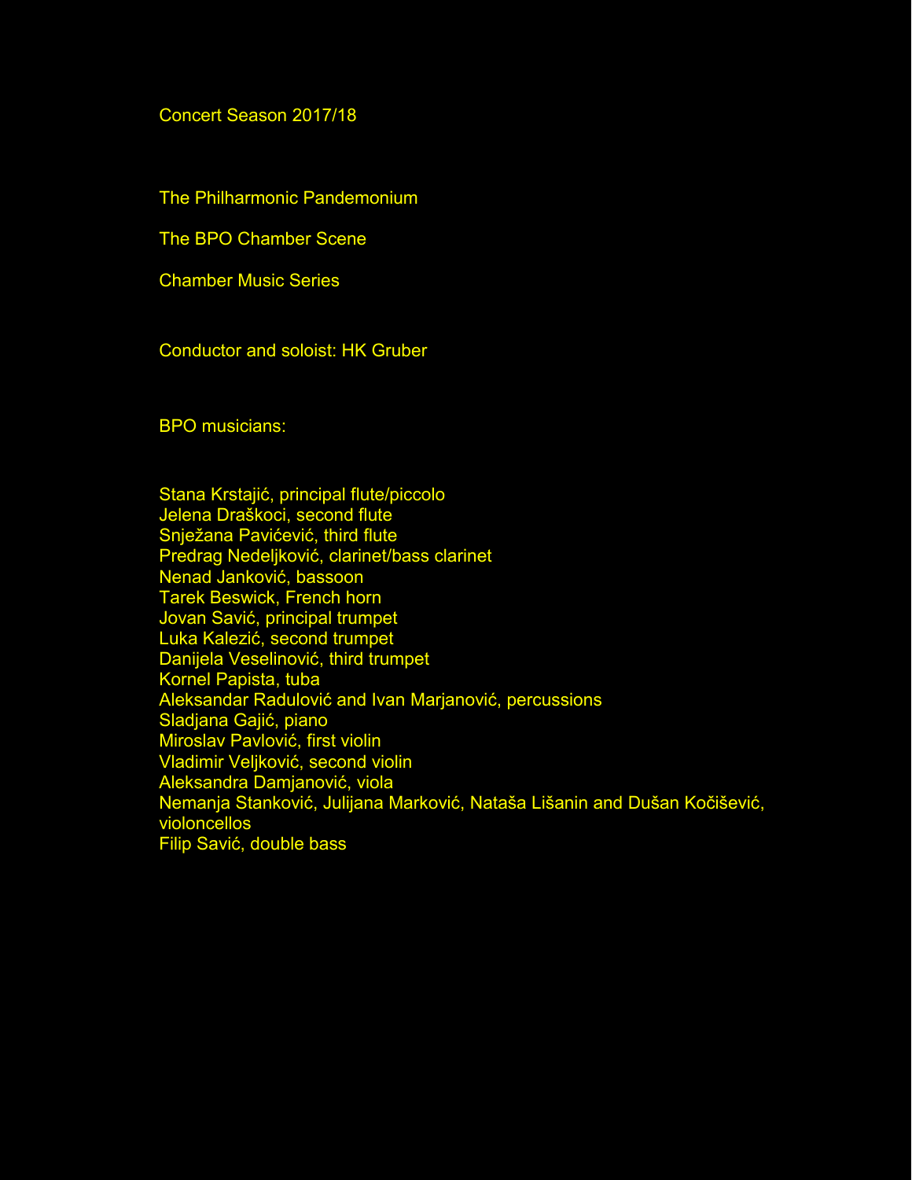Concert Season 2017/18

The Philharmonic Pandemonium

The BPO Chamber Scene

Chamber Music Series

Conductor and soloist: HK Gruber

BPO musicians:

Stana Krstajić, principal flute/piccolo
Jelena Draškoci, second flute
Snježana Pavićević, third flute
Predrag Nedeljković, clarinet/bass clarinet
Nenad Janković, bassoon
Tarek Beswick, French horn
Jovan Savić, principal trumpet
Luka Kalezić, second trumpet
Danijela Veselinović, third trumpet
Kornel Papista, tuba
Aleksandar Radulović and Ivan Marjanović, percussions
Sladjana Gajić, piano
Miroslav Pavlović, first violin
Vladimir Veljković, second violin
Aleksandra Damjanović, viola
Nemanja Stanković, Julijana Marković, Nataša Lišanin and Dušan Kočišević, violoncellos
Filip Savić, double bass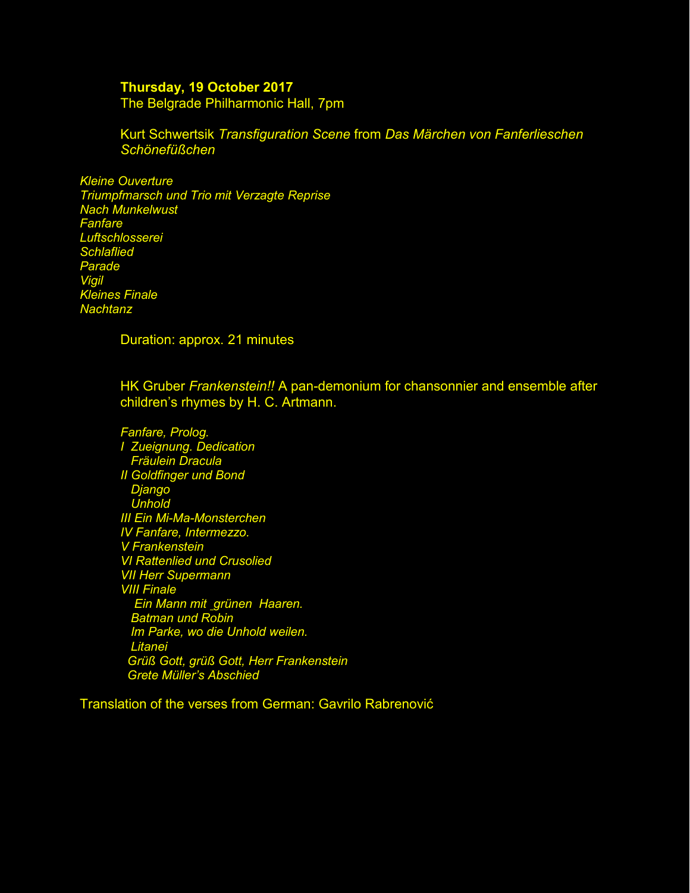**Thursday, 19 October 2017**
The Belgrade Philharmonic Hall, 7pm

Kurt Schwertsik *Transfiguration Scene* from *Das Märchen von Fanferlieschen Schönefüßchen*

*Kleine Ouverture*
*Triumpfmarsch und Trio mit Verzagte Reprise*
*Nach Munkelwust*
*Fanfare*
*Luftschlosserei*
*Schlaflied*
*Parade*
*Vigil*
*Kleines Finale*
*Nachtanz*

Duration: approx. 21 minutes

HK Gruber *Frankenstein!!* A pan-demonium for chansonnier and ensemble after children's rhymes by H. C. Artmann.

*Fanfare, Prolog.*
*I Zueignung. Dedication*
*Fräulein Dracula*
*II Goldfinger und Bond*
*Django*
*Unhold*
*III Ein Mi-Ma-Monsterchen*
*IV Fanfare, Intermezzo.*
*V Frankenstein*
*VI Rattenlied und Crusolied*
*VII Herr Supermann*
*VIII Finale*
*Ein Mann mit grünen Haaren.*
*Batman und Robin*
*Im Parke, wo die Unhold weilen.*
*Litanei*
*Grüß Gott, grüß Gott, Herr Frankenstein*
*Grete Müller's Abschied*

Translation of the verses from German: Gavrilo Rabrenović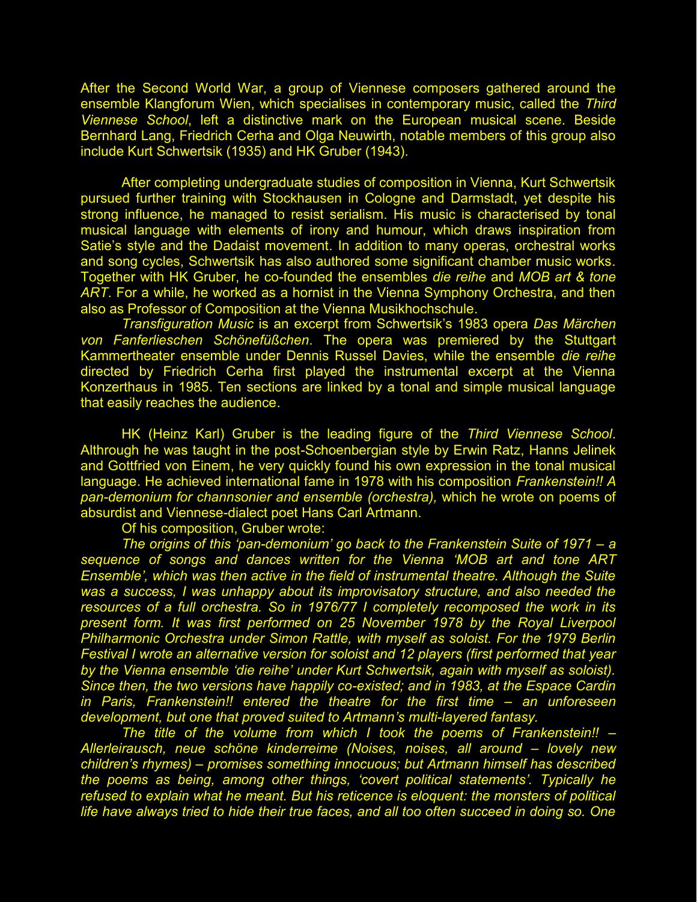After the Second World War, a group of Viennese composers gathered around the ensemble Klangforum Wien, which specialises in contemporary music, called the *Third Viennese School*, left a distinctive mark on the European musical scene. Beside Bernhard Lang, Friedrich Cerha and Olga Neuwirth, notable members of this group also include Kurt Schwertsik (1935) and HK Gruber (1943).

After completing undergraduate studies of composition in Vienna, Kurt Schwertsik pursued further training with Stockhausen in Cologne and Darmstadt, yet despite his strong influence, he managed to resist serialism. His music is characterised by tonal musical language with elements of irony and humour, which draws inspiration from Satie's style and the Dadaist movement. In addition to many operas, orchestral works and song cycles, Schwertsik has also authored some significant chamber music works. Together with HK Gruber, he co-founded the ensembles *die reihe* and *MOB art & tone ART*. For a while, he worked as a hornist in the Vienna Symphony Orchestra, and then also as Professor of Composition at the Vienna Musikhochschule.

*Transfiguration Music* is an excerpt from Schwertsik's 1983 opera *Das Märchen von Fanferlieschen Schönefüßchen*. The opera was premiered by the Stuttgart Kammertheater ensemble under Dennis Russel Davies, while the ensemble *die reihe* directed by Friedrich Cerha first played the instrumental excerpt at the Vienna Konzerthaus in 1985. Ten sections are linked by a tonal and simple musical language that easily reaches the audience.

HK (Heinz Karl) Gruber is the leading figure of the *Third Viennese School*. Althrough he was taught in the post-Schoenbergian style by Erwin Ratz, Hanns Jelinek and Gottfried von Einem, he very quickly found his own expression in the tonal musical language. He achieved international fame in 1978 with his composition *Frankenstein!! A pan-demonium for channsonier and ensemble (orchestra),* which he wrote on poems of absurdist and Viennese-dialect poet Hans Carl Artmann.

Of his composition, Gruber wrote:

*The origins of this 'pan-demonium' go back to the Frankenstein Suite of 1971 – a sequence of songs and dances written for the Vienna 'MOB art and tone ART Ensemble', which was then active in the field of instrumental theatre. Although the Suite was a success, I was unhappy about its improvisatory structure, and also needed the resources of a full orchestra. So in 1976/77 I completely recomposed the work in its present form. It was first performed on 25 November 1978 by the Royal Liverpool Philharmonic Orchestra under Simon Rattle, with myself as soloist. For the 1979 Berlin Festival I wrote an alternative version for soloist and 12 players (first performed that year by the Vienna ensemble 'die reihe' under Kurt Schwertsik, again with myself as soloist). Since then, the two versions have happily co-existed; and in 1983, at the Espace Cardin in Paris, Frankenstein!! entered the theatre for the first time – an unforeseen development, but one that proved suited to Artmann's multi-layered fantasy.*

*The title of the volume from which I took the poems of Frankenstein!! – Allerleirausch, neue schöne kinderreime (Noises, noises, all around – lovely new children's rhymes) – promises something innocuous; but Artmann himself has described the poems as being, among other things, 'covert political statements'. Typically he refused to explain what he meant. But his reticence is eloquent: the monsters of political life have always tried to hide their true faces, and all too often succeed in doing so. One*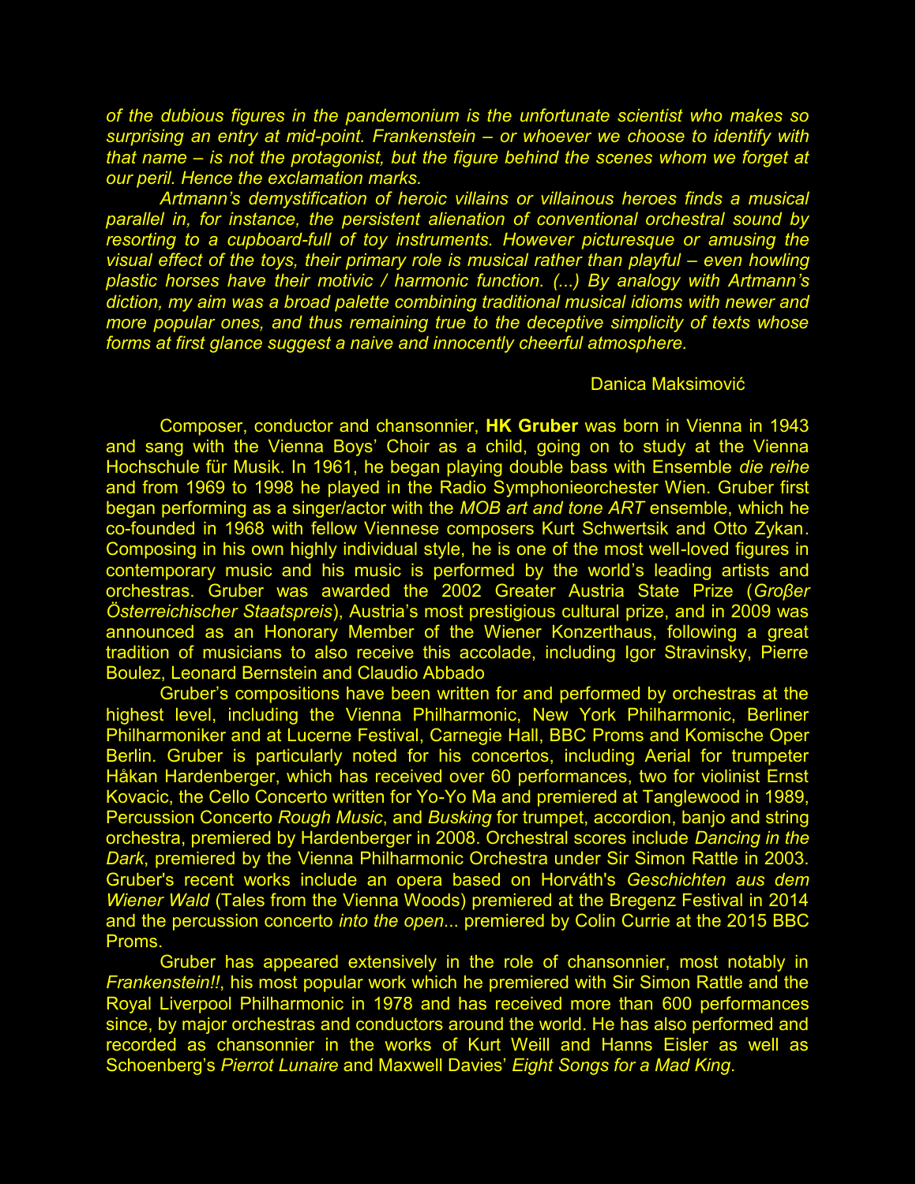*of the dubious figures in the pandemonium is the unfortunate scientist who makes so surprising an entry at mid-point. Frankenstein – or whoever we choose to identify with that name – is not the protagonist, but the figure behind the scenes whom we forget at our peril. Hence the exclamation marks.*

*Artmann's demystification of heroic villains or villainous heroes finds a musical parallel in, for instance, the persistent alienation of conventional orchestral sound by resorting to a cupboard-full of toy instruments. However picturesque or amusing the visual effect of the toys, their primary role is musical rather than playful – even howling plastic horses have their motivic / harmonic function. (...) By analogy with Artmann's diction, my aim was a broad palette combining traditional musical idioms with newer and more popular ones, and thus remaining true to the deceptive simplicity of texts whose forms at first glance suggest a naive and innocently cheerful atmosphere.*

Danica Maksimović

Composer, conductor and chansonnier, **HK Gruber** was born in Vienna in 1943 and sang with the Vienna Boys' Choir as a child, going on to study at the Vienna Hochschule für Musik. In 1961, he began playing double bass with Ensemble *die reihe* and from 1969 to 1998 he played in the Radio Symphonieorchester Wien. Gruber first began performing as a singer/actor with the *MOB art and tone ART* ensemble, which he co-founded in 1968 with fellow Viennese composers Kurt Schwertsik and Otto Zykan. Composing in his own highly individual style, he is one of the most well-loved figures in contemporary music and his music is performed by the world's leading artists and orchestras. Gruber was awarded the 2002 Greater Austria State Prize (*Großer Österreichischer Staatspreis*), Austria's most prestigious cultural prize, and in 2009 was announced as an Honorary Member of the Wiener Konzerthaus, following a great tradition of musicians to also receive this accolade, including Igor Stravinsky, Pierre Boulez, Leonard Bernstein and Claudio Abbado

Gruber's compositions have been written for and performed by orchestras at the highest level, including the Vienna Philharmonic, New York Philharmonic, Berliner Philharmoniker and at Lucerne Festival, Carnegie Hall, BBC Proms and Komische Oper Berlin. Gruber is particularly noted for his concertos, including Aerial for trumpeter Håkan Hardenberger, which has received over 60 performances, two for violinist Ernst Kovacic, the Cello Concerto written for Yo-Yo Ma and premiered at Tanglewood in 1989, Percussion Concerto *Rough Music*, and *Busking* for trumpet, accordion, banjo and string orchestra, premiered by Hardenberger in 2008. Orchestral scores include *Dancing in the Dark*, premiered by the Vienna Philharmonic Orchestra under Sir Simon Rattle in 2003. Gruber's recent works include an opera based on Horváth's *Geschichten aus dem Wiener Wald* (Tales from the Vienna Woods) premiered at the Bregenz Festival in 2014 and the percussion concerto *into the open*... premiered by Colin Currie at the 2015 BBC Proms.

Gruber has appeared extensively in the role of chansonnier, most notably in *Frankenstein!!*, his most popular work which he premiered with Sir Simon Rattle and the Royal Liverpool Philharmonic in 1978 and has received more than 600 performances since, by major orchestras and conductors around the world. He has also performed and recorded as chansonnier in the works of Kurt Weill and Hanns Eisler as well as Schoenberg's *Pierrot Lunaire* and Maxwell Davies' *Eight Songs for a Mad King*.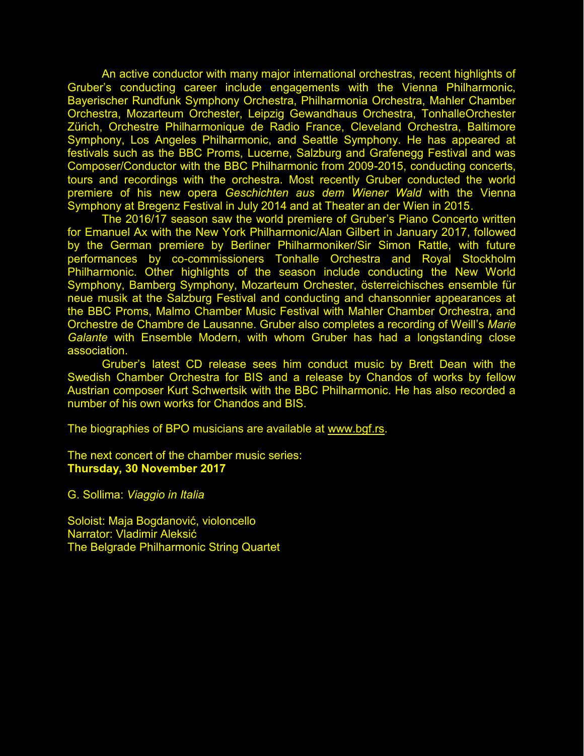An active conductor with many major international orchestras, recent highlights of Gruber's conducting career include engagements with the Vienna Philharmonic, Bayerischer Rundfunk Symphony Orchestra, Philharmonia Orchestra, Mahler Chamber Orchestra, Mozarteum Orchester, Leipzig Gewandhaus Orchestra, TonhalleOrchester Zürich, Orchestre Philharmonique de Radio France, Cleveland Orchestra, Baltimore Symphony, Los Angeles Philharmonic, and Seattle Symphony. He has appeared at festivals such as the BBC Proms, Lucerne, Salzburg and Grafenegg Festival and was Composer/Conductor with the BBC Philharmonic from 2009-2015, conducting concerts, tours and recordings with the orchestra. Most recently Gruber conducted the world premiere of his new opera *Geschichten aus dem Wiener Wald* with the Vienna Symphony at Bregenz Festival in July 2014 and at Theater an der Wien in 2015.

The 2016/17 season saw the world premiere of Gruber's Piano Concerto written for Emanuel Ax with the New York Philharmonic/Alan Gilbert in January 2017, followed by the German premiere by Berliner Philharmoniker/Sir Simon Rattle, with future performances by co-commissioners Tonhalle Orchestra and Royal Stockholm Philharmonic. Other highlights of the season include conducting the New World Symphony, Bamberg Symphony, Mozarteum Orchester, österreichisches ensemble für neue musik at the Salzburg Festival and conducting and chansonnier appearances at the BBC Proms, Malmo Chamber Music Festival with Mahler Chamber Orchestra, and Orchestre de Chambre de Lausanne. Gruber also completes a recording of Weill's *Marie Galante* with Ensemble Modern, with whom Gruber has had a longstanding close association.

Gruber's latest CD release sees him conduct music by Brett Dean with the Swedish Chamber Orchestra for BIS and a release by Chandos of works by fellow Austrian composer Kurt Schwertsik with the BBC Philharmonic. He has also recorded a number of his own works for Chandos and BIS.

The biographies of BPO musicians are available at www.bgf.rs.

The next concert of the chamber music series:
**Thursday, 30 November 2017**

G. Sollima: *Viaggio in Italia*

Soloist: Maja Bogdanović, violoncello
Narrator: Vladimir Aleksić
The Belgrade Philharmonic String Quartet